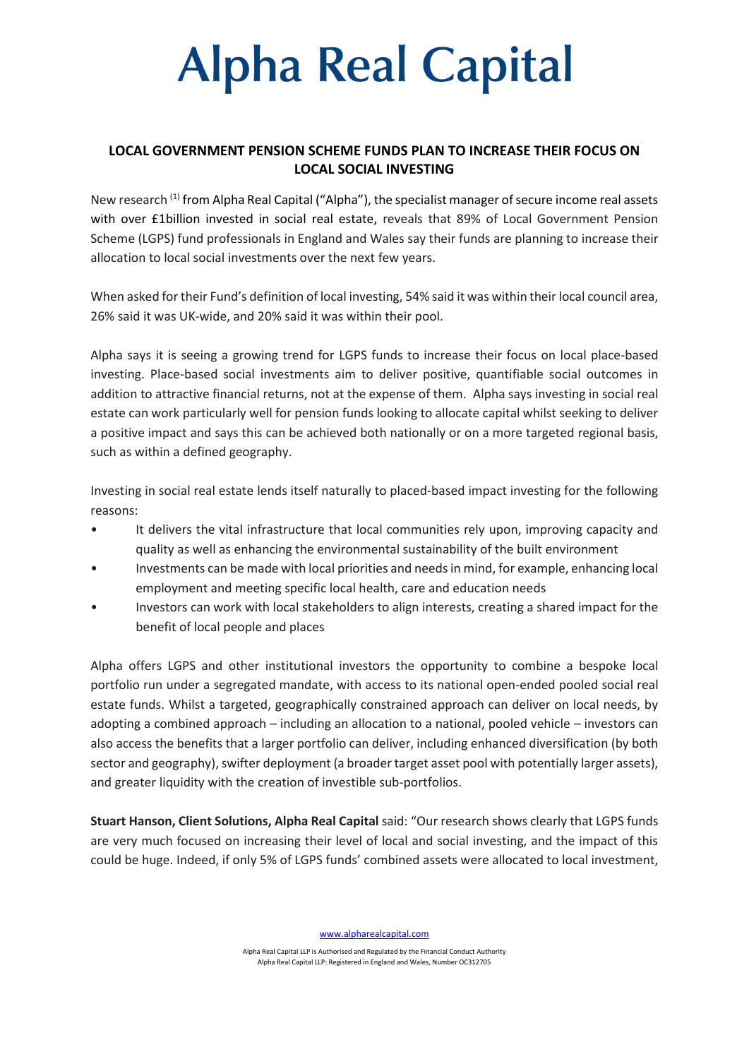# Alpha Real Capital

**LOCAL GOVERNMENT PENSION SCHEME FUNDS PLAN TO INCREASE THEIR FOCUS ON LOCAL SOCIAL INVESTING**

New research [1] from Alpha Real Capital ("Alpha"), the specialist manager of secure income real assets with over £1billion invested in social real estate, reveals that 89% of Local Government Pension Scheme (LGPS) fund professionals in England and Wales say their funds are planning to increase their allocation to local social investments over the next few years.

When asked for their Fund's definition of local investing, 54% said it was within their local council area, 26% said it was UK-wide, and 20% said it was within their pool.

Alpha says it is seeing a growing trend for LGPS funds to increase their focus on local place-based investing. Place-based social investments aim to deliver positive, quantifiable social outcomes in addition to attractive financial returns, not at the expense of them. Alpha says investing in social real estate can work particularly well for pension funds looking to allocate capital whilst seeking to deliver a positive impact and says this can be achieved both nationally or on a more targeted regional basis, such as within a defined geography.

Investing in social real estate lends itself naturally to placed-based impact investing for the following reasons:

- It delivers the vital infrastructure that local communities rely upon, improving capacity and quality as well as enhancing the environmental sustainability of the built environment
- Investments can be made with local priorities and needs in mind, for example, enhancing local employment and meeting specific local health, care and education needs
- Investors can work with local stakeholders to align interests, creating a shared impact for the benefit of local people and places

Alpha offers LGPS and other institutional investors the opportunity to combine a bespoke local portfolio run under a segregated mandate, with access to its national open-ended pooled social real estate funds. Whilst a targeted, geographically constrained approach can deliver on local needs, by adopting a combined approach – including an allocation to a national, pooled vehicle – investors can also access the benefits that a larger portfolio can deliver, including enhanced diversification (by both sector and geography), swifter deployment (a broader target asset pool with potentially larger assets), and greater liquidity with the creation of investible sub-portfolios.

**Stuart Hanson, Client Solutions, Alpha Real Capital** said: "Our research shows clearly that LGPS funds are very much focused on increasing their level of local and social investing, and the impact of this could be huge. Indeed, if only 5% of LGPS funds' combined assets were allocated to local investment,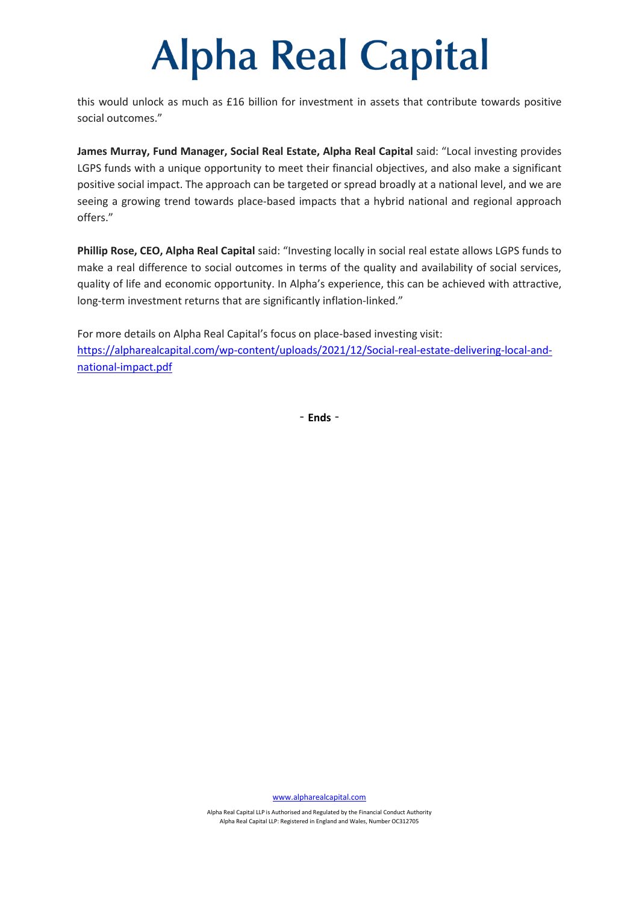this would unlock as much as £16 billion for investment in assets that contribute towards positive social outcomes."

**James Murray, Fund Manager, Social Real Estate, Alpha Real Capital** said: "Local investing provides LGPS funds with a unique opportunity to meet their financial objectives, and also make a significant positive social impact. The approach can be targeted or spread broadly at a national level, and we are seeing a growing trend towards place-based impacts that a hybrid national and regional approach offers."

**Phillip Rose, CEO, Alpha Real Capital** said: "Investing locally in social real estate allows LGPS funds to make a real difference to social outcomes in terms of the quality and availability of social services, quality of life and economic opportunity. In Alpha's experience, this can be achieved with attractive, long-term investment returns that are significantly inflation-linked."

For more details on Alpha Real Capital's focus on place-based investing visit:
[https://alpharealcapital.com/wp-content/uploads/2021/12/Social-real-estate-delivering-local-and-national-impact.pdf](https://alpharealcapital.com/wp-content/uploads/2021/12/Social-real-estate-delivering-local-and-national-impact.pdf)

\- **Ends** -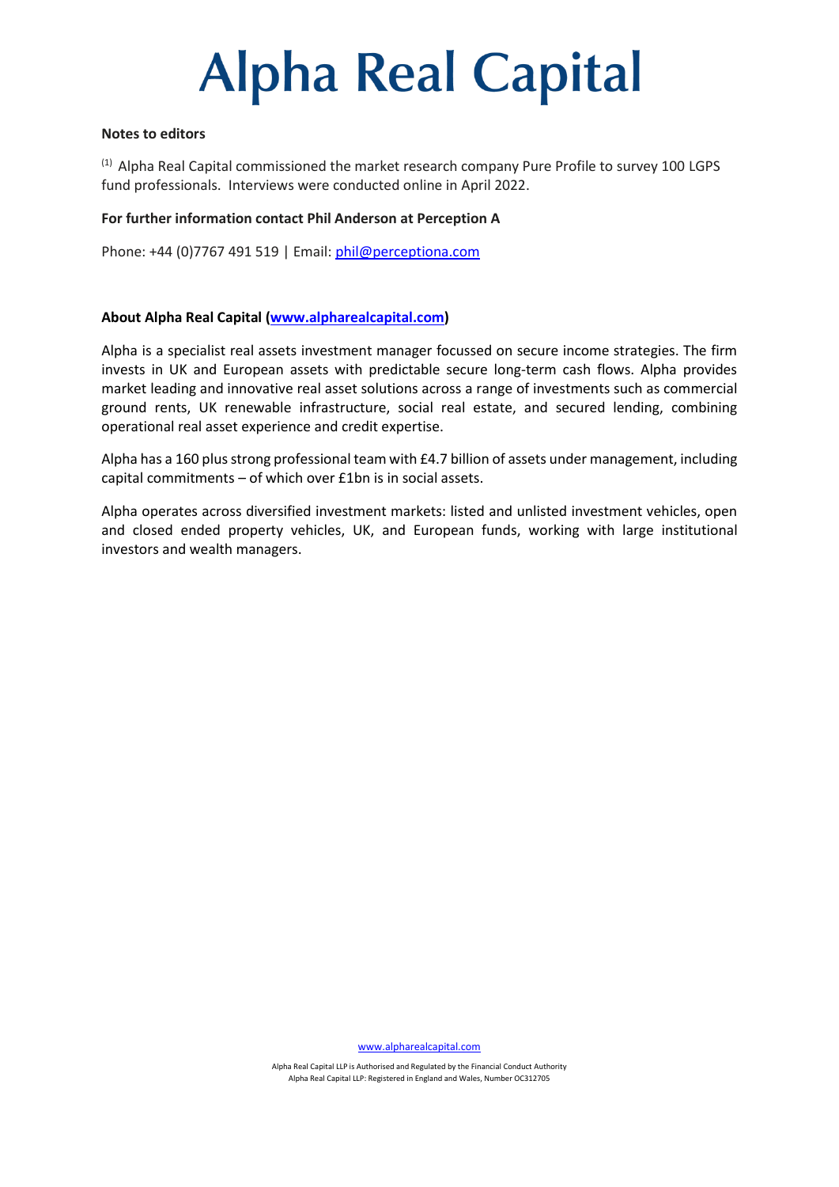# Alpha Real Capital

**Notes to editors**

[1] Alpha Real Capital commissioned the market research company Pure Profile to survey 100 LGPS fund professionals. Interviews were conducted online in April 2022.

**For further information contact Phil Anderson at Perception A**

Phone: +44 (0)7767 491 519 | Email: phil@perceptiona.com

**About Alpha Real Capital (www.alpharealcapital.com)**

Alpha is a specialist real assets investment manager focussed on secure income strategies. The firm invests in UK and European assets with predictable secure long-term cash flows. Alpha provides market leading and innovative real asset solutions across a range of investments such as commercial ground rents, UK renewable infrastructure, social real estate, and secured lending, combining operational real asset experience and credit expertise.

Alpha has a 160 plus strong professional team with £4.7 billion of assets under management, including capital commitments – of which over £1bn is in social assets.

Alpha operates across diversified investment markets: listed and unlisted investment vehicles, open and closed ended property vehicles, UK, and European funds, working with large institutional investors and wealth managers.

www.alpharealcapital.com

Alpha Real Capital LLP is Authorised and Regulated by the Financial Conduct Authority
Alpha Real Capital LLP: Registered in England and Wales, Number OC312705